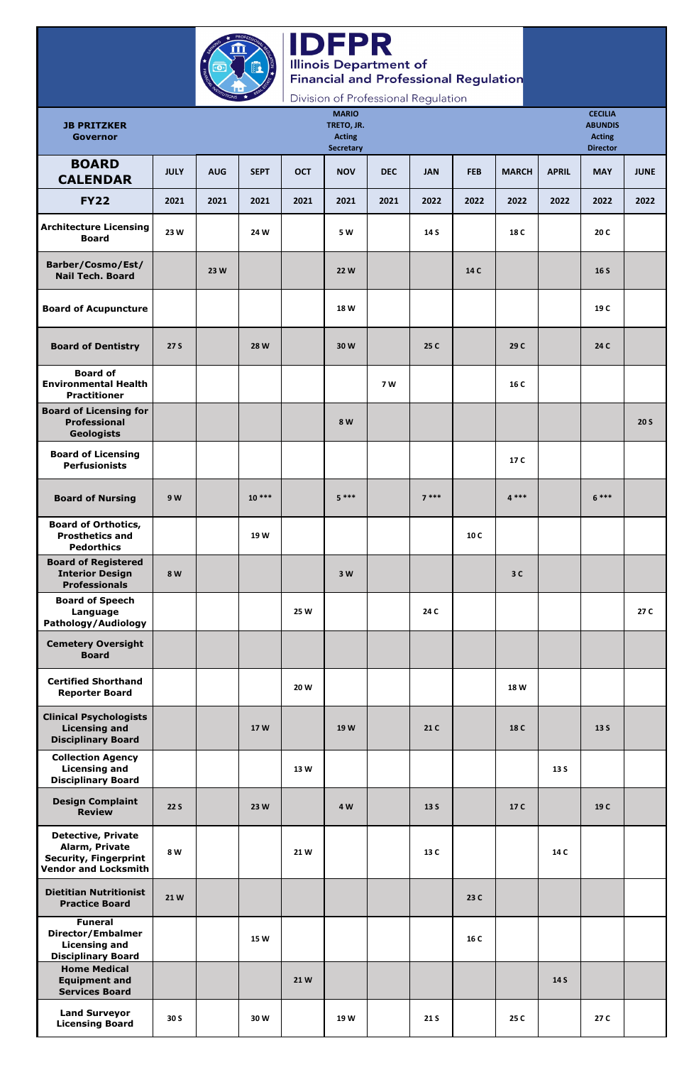# IDFPR

Illinois Department of Financial and Professional Regulation

Division of Professional Regulation

| JB PRITZKER Governor | MARIO TRETO, JR. Acting Secretary | CECILIA ABUNDIS Acting Director |
|---|---|---|

| BOARD CALENDAR | JULY | AUG | SEPT | OCT | NOV | DEC | JAN | FEB | MARCH | APRIL | MAY | JUNE |
|---|---|---|---|---|---|---|---|---|---|---|---|---|
| FY22 | 2021 | 2021 | 2021 | 2021 | 2021 | 2021 | 2022 | 2022 | 2022 | 2022 | 2022 | 2022 |
| Architecture Licensing Board | 23 W | | 24 W | | 5 W | | 14 S | | 18 C | | 20 C | |
| Barber/Cosmo/Est/ Nail Tech. Board | | 23 W | | | 22 W | | | 14 C | | | 16 S | |
| Board of Acupuncture | | | | | 18 W | | | | | | 19 C | |
| Board of Dentistry | 27 S | | 28 W | | 30 W | | 25 C | | 29 C | | 24 C | |
| Board of Environmental Health Practitioner | | | | | | 7 W | | | 16 C | | | |
| Board of Licensing for Professional Geologists | | | | | 8 W | | | | | | | 20 S |
| Board of Licensing Perfusionists | | | | | | | | | 17 C | | | |
| Board of Nursing | 9 W | | 10 *** | | 5 *** | | 7 *** | | 4 *** | | 6 *** | |
| Board of Orthotics, Prosthetics and Pedorthics | | | 19 W | | | | | 10 C | | | | |
| Board of Registered Interior Design Professionals | 8 W | | | | 3 W | | | | 3 C | | | |
| Board of Speech Language Pathology/Audiology | | | | 25 W | | | 24 C | | | | | 27 C |
| Cemetery Oversight Board | | | | | | | | | | | | |
| Certified Shorthand Reporter Board | | | | 20 W | | | | | 18 W | | | |
| Clinical Psychologists Licensing and Disciplinary Board | | | 17 W | | 19 W | | 21 C | | 18 C | | 13 S | |
| Collection Agency Licensing and Disciplinary Board | | | | 13 W | | | | | | 13 S | | |
| Design Complaint Review | 22 S | | 23 W | | 4 W | | 13 S | | 17 C | | 19 C | |
| Detective, Private Alarm, Private Security, Fingerprint Vendor and Locksmith | 8 W | | | 21 W | | | 13 C | | | 14 C | | |
| Dietitian Nutritionist Practice Board | 21 W | | | | | | | 23 C | | | | |
| Funeral Director/Embalmer Licensing and Disciplinary Board | | | 15 W | | | | | 16 C | | | | |
| Home Medical Equipment and Services Board | | | | 21 W | | | | | | 14 S | | |
| Land Surveyor Licensing Board | 30 S | | 30 W | | 19 W | | 21 S | | 25 C | | 27 C | |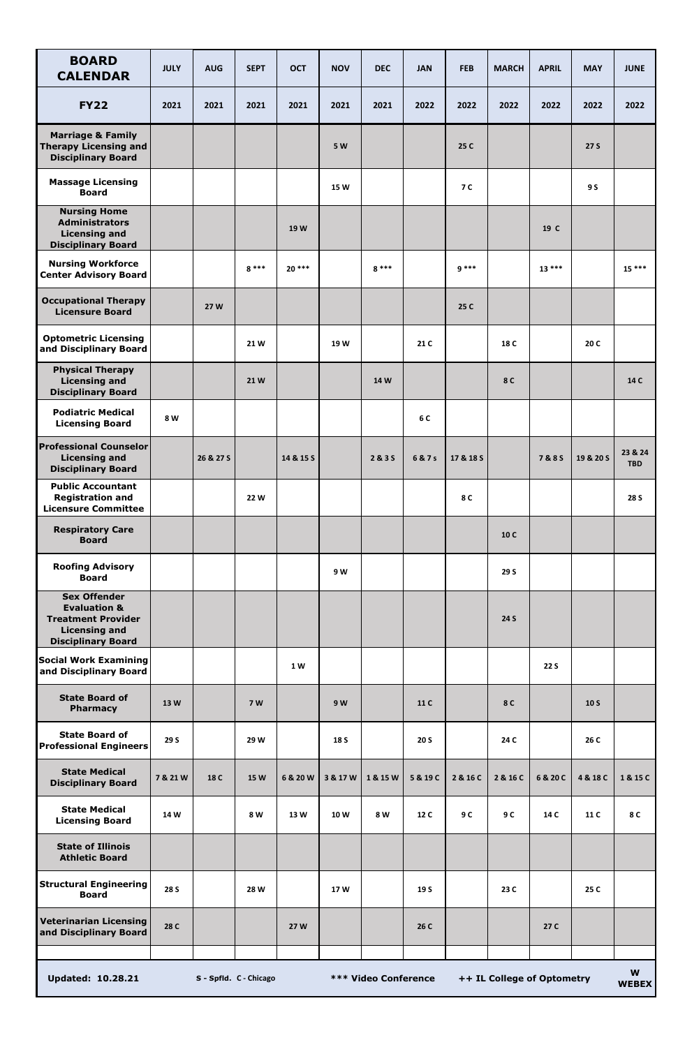| **BOARD CALENDAR** | JULY | AUG | SEPT | OCT | NOV | DEC | JAN | FEB | MARCH | APRIL | MAY | JUNE |
|---|---|---|---|---|---|---|---|---|---|---|---|---|
| **FY22** | 2021 | 2021 | 2021 | 2021 | 2021 | 2021 | 2022 | 2022 | 2022 | 2022 | 2022 | 2022 |
| **Marriage & Family Therapy Licensing and Disciplinary Board** | | | | | 5 W | | | 25 C | | | 27 S | |
| **Massage Licensing Board** | | | | | 15 W | | | 7 C | | | 9 S | |
| **Nursing Home Administrators Licensing and Disciplinary Board** | | | | 19 W | | | | | | 19 C | | |
| **Nursing Workforce Center Advisory Board** | | | 8 *** | 20 *** | | 8 *** | | 9 *** | | 13 *** | | 15 *** |
| **Occupational Therapy Licensure Board** | | 27 W | | | | | | 25 C | | | | |
| **Optometric Licensing and Disciplinary Board** | | | 21 W | | 19 W | | 21 C | | 18 C | | 20 C | |
| **Physical Therapy Licensing and Disciplinary Board** | | | 21 W | | | 14 W | | | 8 C | | | 14 C |
| **Podiatric Medical Licensing Board** | 8 W | | | | | | 6 C | | | | | |
| **Professional Counselor Licensing and Disciplinary Board** | | 26 & 27 S | | 14 & 15 S | | 2 & 3 S | 6 & 7 s | 17 & 18 S | | 7 & 8 S | 19 & 20 S | 23 & 24 TBD |
| **Public Accountant Registration and Licensure Committee** | | | 22 W | | | | | 8 C | | | | 28 S |
| **Respiratory Care Board** | | | | | | | | | 10 C | | | |
| **Roofing Advisory Board** | | | | | 9 W | | | | 29 S | | | |
| **Sex Offender Evaluation & Treatment Provider Licensing and Disciplinary Board** | | | | | | | | | 24 S | | | |
| **Social Work Examining and Disciplinary Board** | | | | 1 W | | | | | | 22 S | | |
| **State Board of Pharmacy** | 13 W | | 7 W | | 9 W | | 11 C | | 8 C | | 10 S | |
| **State Board of Professional Engineers** | 29 S | | 29 W | | 18 S | | 20 S | | 24 C | | 26 C | |
| **State Medical Disciplinary Board** | 7 & 21 W | 18 C | 15 W | 6 & 20 W | 3 & 17 W | 1 & 15 W | 5 & 19 C | 2 & 16 C | 2 & 16 C | 6 & 20 C | 4 & 18 C | 1 & 15 C |
| **State Medical Licensing Board** | 14 W | | 8 W | 13 W | 10 W | 8 W | 12 C | 9 C | 9 C | 14 C | 11 C | 8 C |
| **State of Illinois Athletic Board** | | | | | | | | | | | | |
| **Structural Engineering Board** | 28 S | | 28 W | | 17 W | | 19 S | | 23 C | | 25 C | |
| **Veterinarian Licensing and Disciplinary Board** | 28 C | | | 27 W | | | 26 C | | | 27 C | | |

**Updated: 10.28.21** S - Spfld. C - Chicago *** Video Conference ++ IL College of Optometry **W WEBEX**